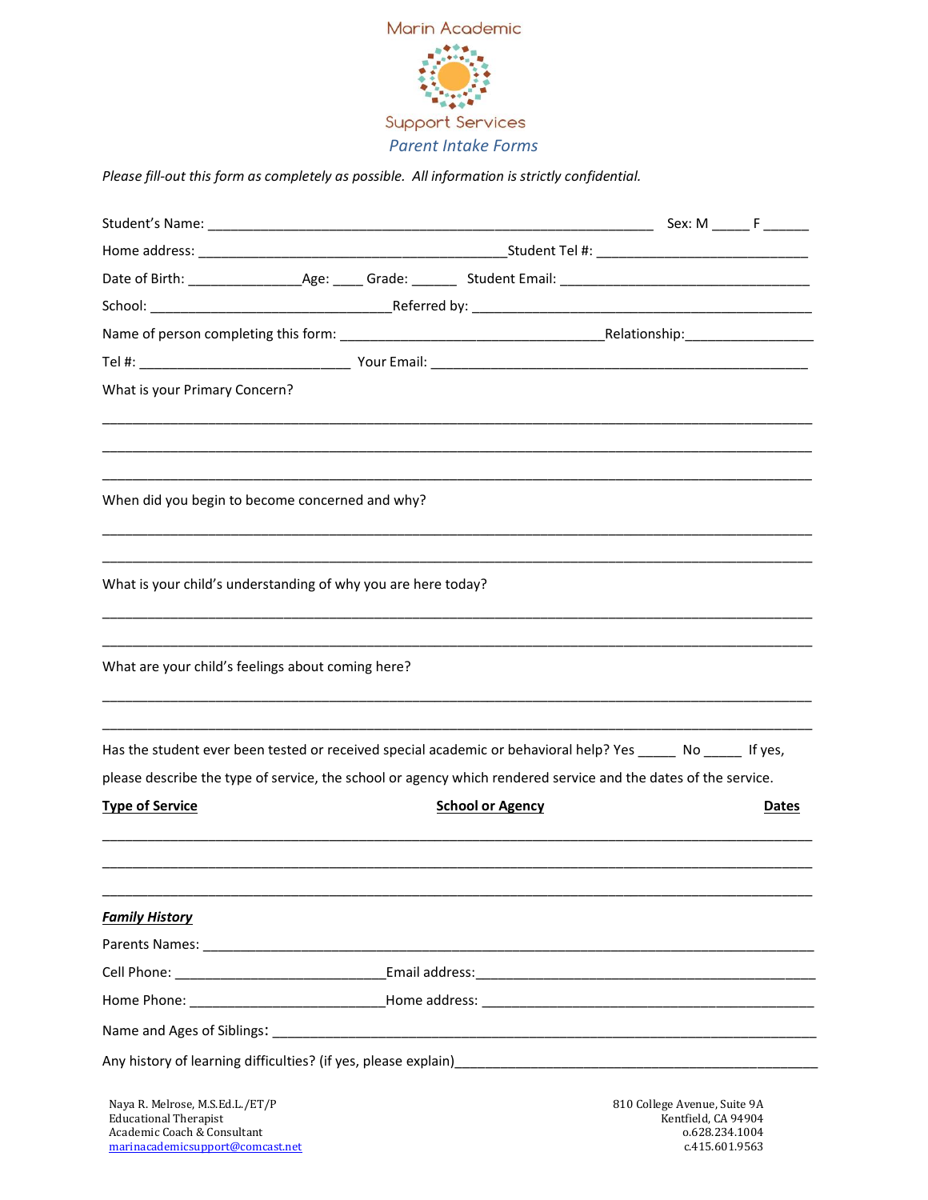# Marin Academic Support Services

## *Parent Intake Forms*

*Please fill-out this form as completely as possible. All information is strictly confidential.*

Student's Name: ___________________________________________________ Sex: M _____ F ______

Home address: ___________________________________ Student Tel #: ________________________

Date of Birth: _____________ Age: ____ Grade: ______ Student Email: ______________________________

School: _____________________________ Referred by: _________________________________________

Name of person completing this form: ______________________________ Relationship: ________________

Tel #: ________________________ Your Email: ___________________________________________

What is your Primary Concern?

_______________________________________________________________________________

_______________________________________________________________________________

_______________________________________________________________________________

When did you begin to become concerned and why?

_______________________________________________________________________________

_______________________________________________________________________________

What is your child's understanding of why you are here today?

_______________________________________________________________________________

_______________________________________________________________________________

What are your child's feelings about coming here?

_______________________________________________________________________________

_______________________________________________________________________________

Has the student ever been tested or received special academic or behavioral help? Yes _____ No _____ If yes, please describe the type of service, the school or agency which rendered service and the dates of the service.

| **Type of Service** | **School or Agency** | **Dates** |
|---|---|---|
| | | |
| | | |
| | | |

### ***Family History***

Parents Names: _________________________________________________________________________

Cell Phone: ________________________ Email address: ___________________________________________

Home Phone: _______________________ Home address: ___________________________________________

Name and Ages of Siblings: ______________________________________________________________

Any history of learning difficulties? (if yes, please explain) _____________________________________________

Naya R. Melrose, M.S.Ed.L./ET/P
Educational Therapist
Academic Coach & Consultant
marinacademicsupport@comcast.net

810 College Avenue, Suite 9A
Kentfield, CA 94904
o.628.234.1004
c.415.601.9563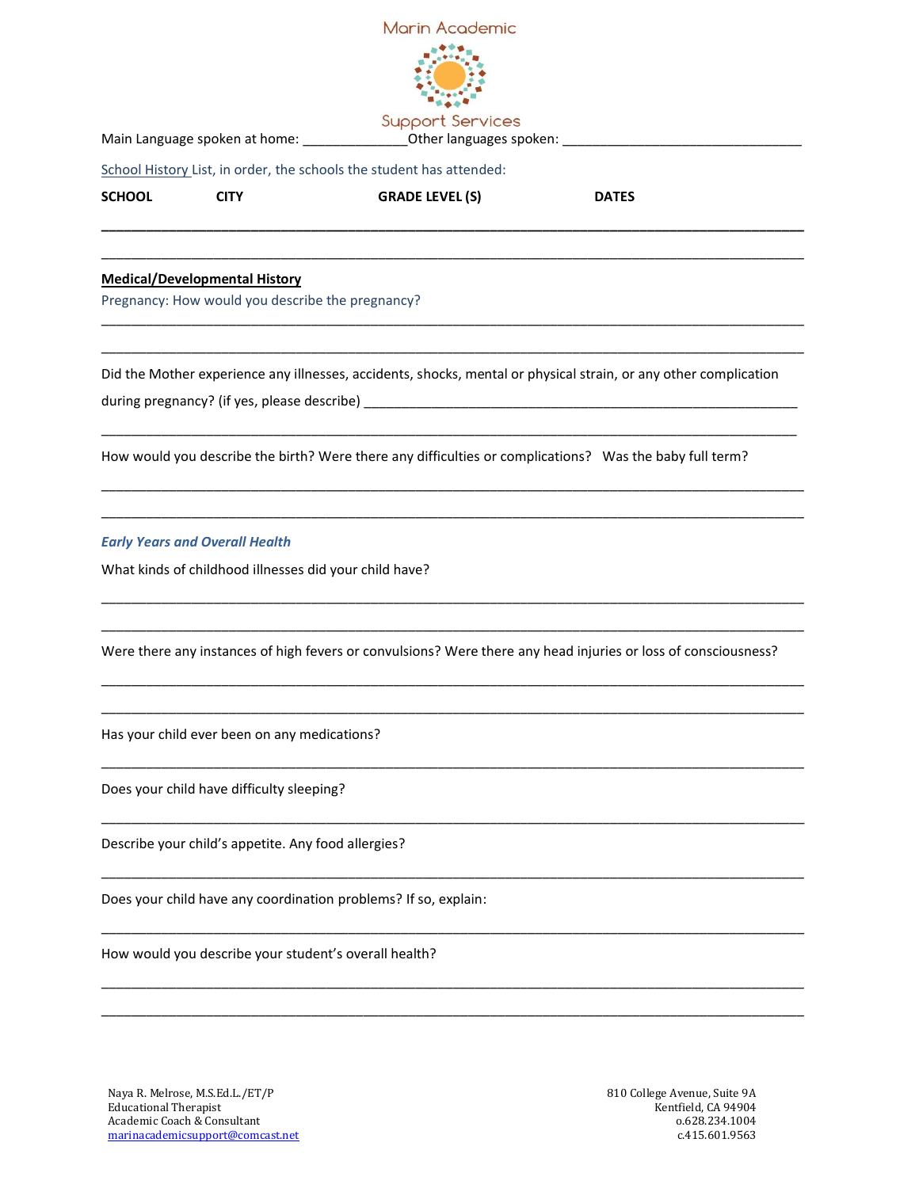Main Language spoken at home: ______________Other languages spoken: ________________________________

School History List, in order, the schools the student has attended:

| SCHOOL | CITY | GRADE LEVEL (S) | DATES |
|---|---|---|---|
| | | | |
| | | | |

## Medical/Developmental History

Pregnancy: How would you describe the pregnancy?

_____________________________________________________________________________________________

_____________________________________________________________________________________________

Did the Mother experience any illnesses, accidents, shocks, mental or physical strain, or any other complication during pregnancy? (if yes, please describe) ____________________________________________________________

_____________________________________________________________________________________________

How would you describe the birth? Were there any difficulties or complications? Was the baby full term?

_____________________________________________________________________________________________

_____________________________________________________________________________________________

### *Early Years and Overall Health*

What kinds of childhood illnesses did your child have?

_____________________________________________________________________________________________

_____________________________________________________________________________________________

Were there any instances of high fevers or convulsions? Were there any head injuries or loss of consciousness?

_____________________________________________________________________________________________

_____________________________________________________________________________________________

Has your child ever been on any medications?

_____________________________________________________________________________________________

Does your child have difficulty sleeping?

_____________________________________________________________________________________________

Describe your child's appetite. Any food allergies?

_____________________________________________________________________________________________

Does your child have any coordination problems? If so, explain:

_____________________________________________________________________________________________

How would you describe your student's overall health?

_____________________________________________________________________________________________

_____________________________________________________________________________________________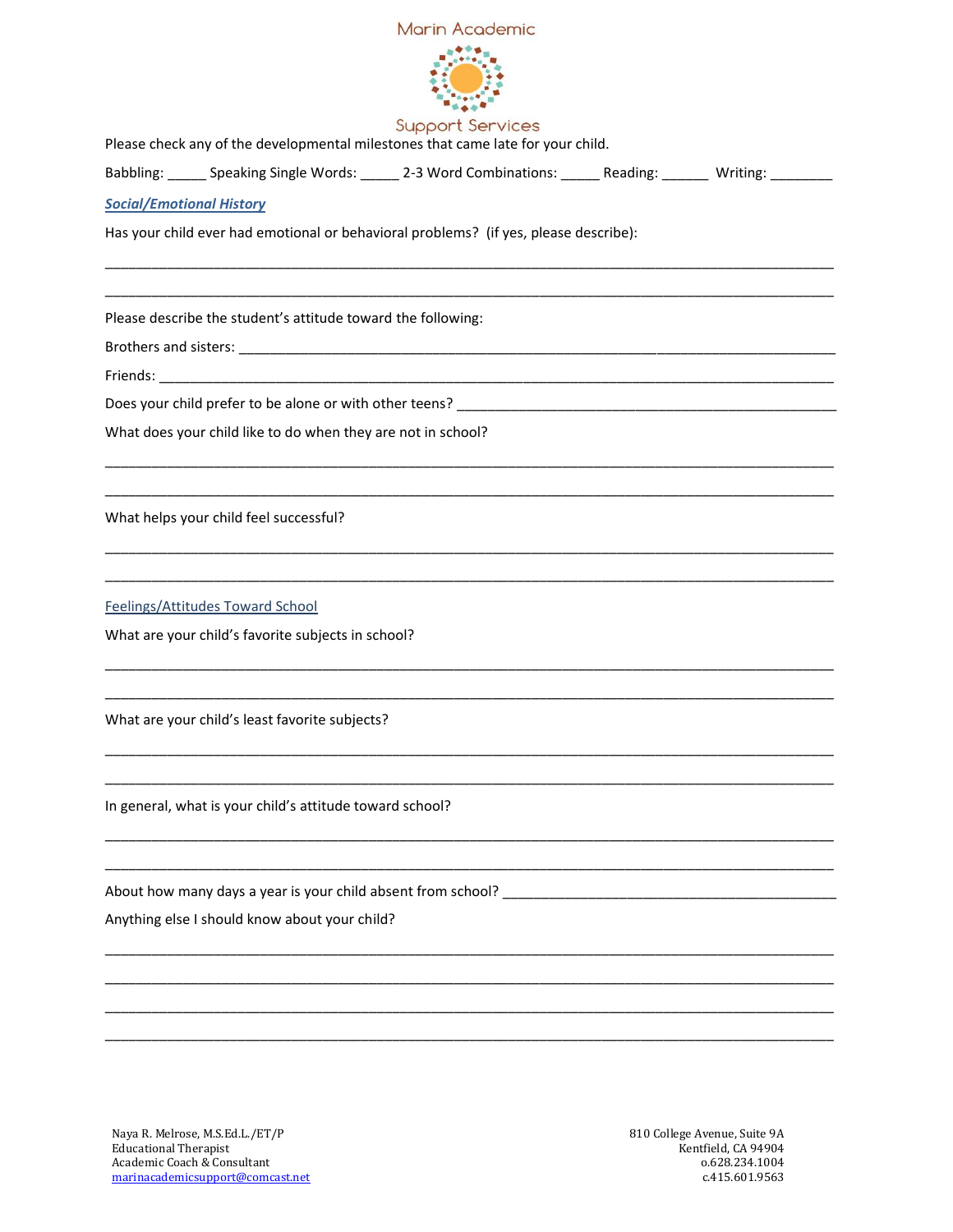Marin Academic

Support Services

Please check any of the developmental milestones that came late for your child.

Babbling: _____ Speaking Single Words: _____ 2-3 Word Combinations: _____ Reading: ______ Writing: ________

## ***Social/Emotional History***

Has your child ever had emotional or behavioral problems? (if yes, please describe):

_____________________________________________________________________________________

_____________________________________________________________________________________

Please describe the student's attitude toward the following:

Brothers and sisters: _________________________________________________________________

Friends: ___________________________________________________________________________

Does your child prefer to be alone or with other teens? ___________________________________

What does your child like to do when they are not in school?

_____________________________________________________________________________________

_____________________________________________________________________________________

What helps your child feel successful?

_____________________________________________________________________________________

_____________________________________________________________________________________

## Feelings/Attitudes Toward School

What are your child's favorite subjects in school?

_____________________________________________________________________________________

_____________________________________________________________________________________

What are your child's least favorite subjects?

_____________________________________________________________________________________

_____________________________________________________________________________________

In general, what is your child's attitude toward school?

_____________________________________________________________________________________

_____________________________________________________________________________________

About how many days a year is your child absent from school? ______________________________

Anything else I should know about your child?

_____________________________________________________________________________________

_____________________________________________________________________________________

_____________________________________________________________________________________

_____________________________________________________________________________________

Naya R. Melrose, M.S.Ed.L./ET/P
Educational Therapist
Academic Coach & Consultant
marinacademicsupport@comcast.net

810 College Avenue, Suite 9A
Kentfield, CA 94904
o.628.234.1004
c.415.601.9563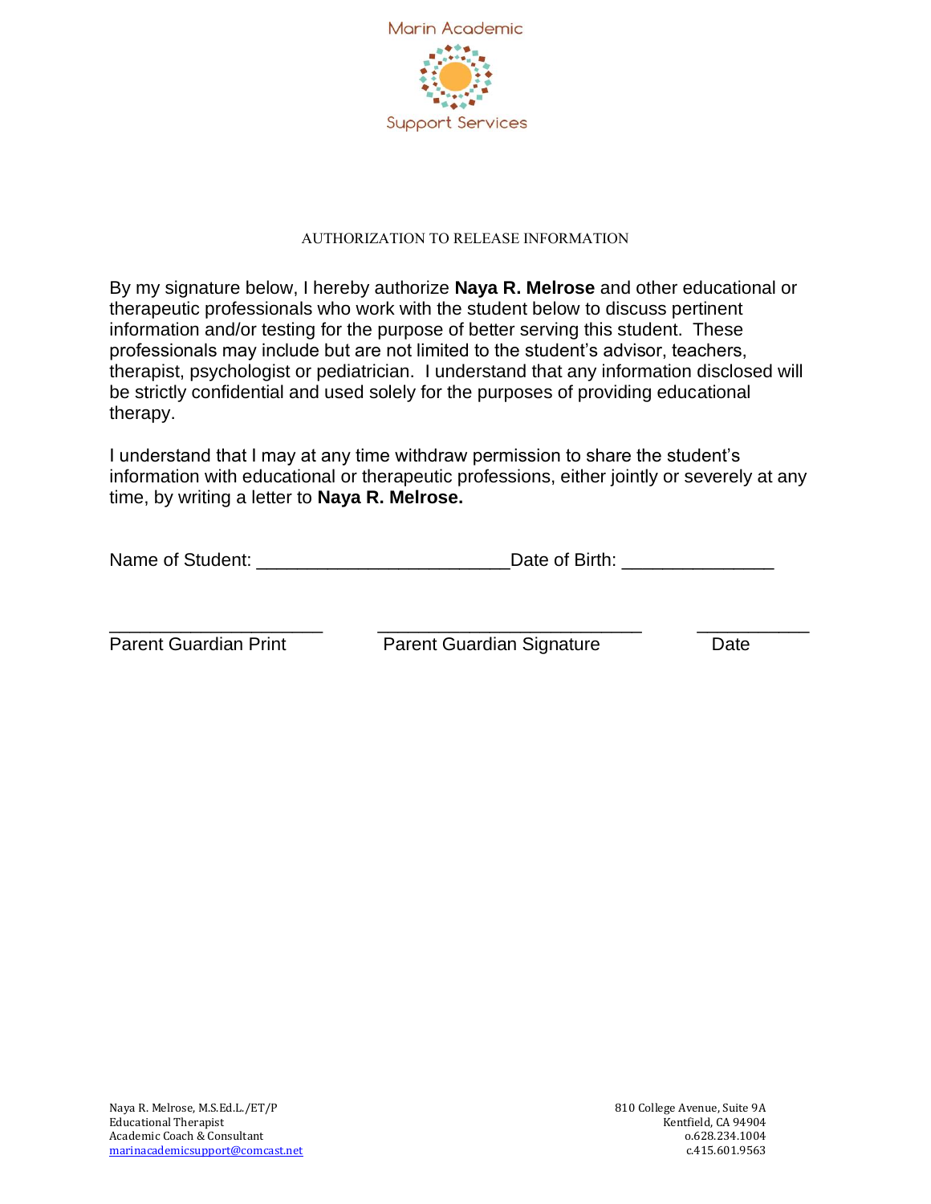Marin Academic

Support Services

# AUTHORIZATION TO RELEASE INFORMATION

By my signature below, I hereby authorize **Naya R. Melrose** and other educational or therapeutic professionals who work with the student below to discuss pertinent information and/or testing for the purpose of better serving this student. These professionals may include but are not limited to the student's advisor, teachers, therapist, psychologist or pediatrician. I understand that any information disclosed will be strictly confidential and used solely for the purposes of providing educational therapy.

I understand that I may at any time withdraw permission to share the student's information with educational or therapeutic professions, either jointly or severely at any time, by writing a letter to **Naya R. Melrose.**

Name of Student: ________________________ Date of Birth: _______________

_____________________ ___________________________ ___________

Parent Guardian Print Parent Guardian Signature Date

Naya R. Melrose, M.S.Ed.L./ET/P
Educational Therapist
Academic Coach & Consultant
marinacademicsupport@comcast.net

810 College Avenue, Suite 9A
Kentfield, CA 94904
o.628.234.1004
c.415.601.9563